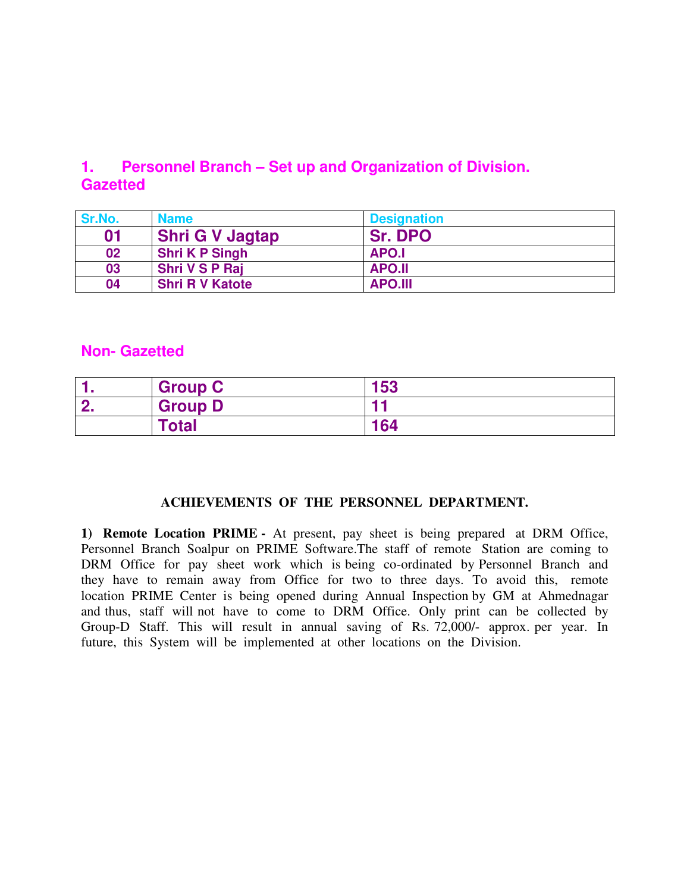## 1. Personnel Branch – Set up and Organization of Division.

### Gazetted

| Sr.No. | Name | Designation |
|---|---|---|
| 01 | Shri G V Jagtap | Sr. DPO |
| 02 | Shri K P Singh | APO.I |
| 03 | Shri V S P Raj | APO.II |
| 04 | Shri R V Katote | APO.III |

### Non- Gazetted

| | | |
|---|---|---|
| 1. | Group C | 153 |
| 2. | Group D | 11 |
| | Total | 164 |

**ACHIEVEMENTS OF THE PERSONNEL DEPARTMENT.**

**1) Remote Location PRIME -** At present, pay sheet is being prepared at DRM Office, Personnel Branch Soalpur on PRIME Software.The staff of remote Station are coming to DRM Office for pay sheet work which is being co-ordinated by Personnel Branch and they have to remain away from Office for two to three days. To avoid this, remote location PRIME Center is being opened during Annual Inspection by GM at Ahmednagar and thus, staff will not have to come to DRM Office. Only print can be collected by Group-D Staff. This will result in annual saving of Rs. 72,000/- approx. per year. In future, this System will be implemented at other locations on the Division.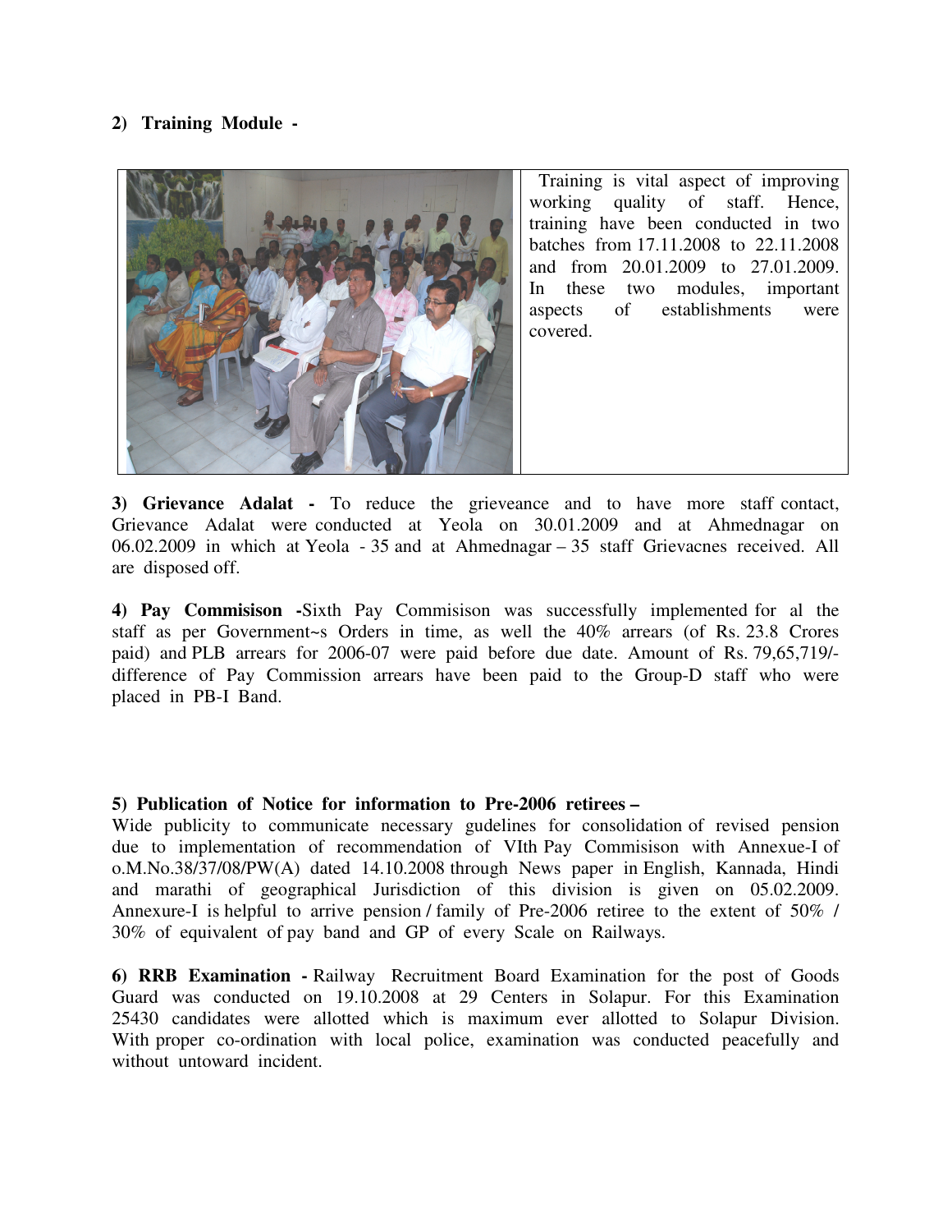**2) Training Module -**

Training is vital aspect of improving working quality of staff. Hence, training have been conducted in two batches from 17.11.2008 to 22.11.2008 and from 20.01.2009 to 27.01.2009. In these two modules, important aspects of establishments were covered.

**3) Grievance Adalat -** To reduce the grieveance and to have more staff contact, Grievance Adalat were conducted at Yeola on 30.01.2009 and at Ahmednagar on 06.02.2009 in which at Yeola - 35 and at Ahmednagar – 35 staff Grievacnes received. All are disposed off.

**4) Pay Commisison -**Sixth Pay Commisison was successfully implemented for al the staff as per Government~s Orders in time, as well the 40% arrears (of Rs. 23.8 Crores paid) and PLB arrears for 2006-07 were paid before due date. Amount of Rs. 79,65,719/- difference of Pay Commission arrears have been paid to the Group-D staff who were placed in PB-I Band.

**5) Publication of Notice for information to Pre-2006 retirees –**
Wide publicity to communicate necessary gudelines for consolidation of revised pension due to implementation of recommendation of VIth Pay Commisison with Annexue-I of o.M.No.38/37/08/PW(A) dated 14.10.2008 through News paper in English, Kannada, Hindi and marathi of geographical Jurisdiction of this division is given on 05.02.2009. Annexure-I is helpful to arrive pension / family of Pre-2006 retiree to the extent of 50% / 30% of equivalent of pay band and GP of every Scale on Railways.

**6) RRB Examination -** Railway Recruitment Board Examination for the post of Goods Guard was conducted on 19.10.2008 at 29 Centers in Solapur. For this Examination 25430 candidates were allotted which is maximum ever allotted to Solapur Division. With proper co-ordination with local police, examination was conducted peacefully and without untoward incident.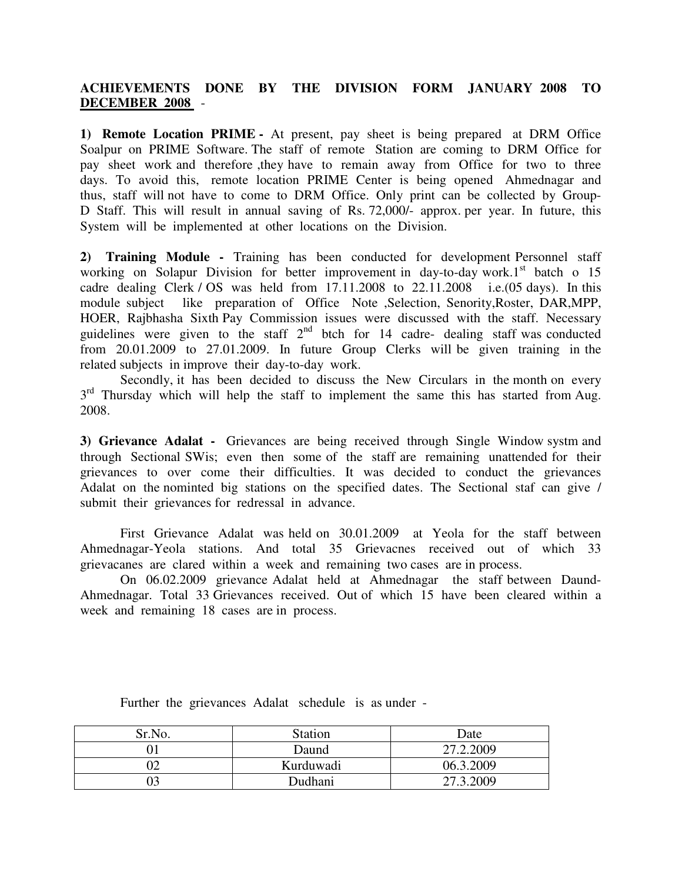**ACHIEVEMENTS DONE BY THE DIVISION FORM JANUARY 2008 TO <u>DECEMBER 2008</u>** -

**1) Remote Location PRIME -** At present, pay sheet is being prepared at DRM Office Soalpur on PRIME Software. The staff of remote Station are coming to DRM Office for pay sheet work and therefore ,they have to remain away from Office for two to three days. To avoid this, remote location PRIME Center is being opened Ahmednagar and thus, staff will not have to come to DRM Office. Only print can be collected by Group-D Staff. This will result in annual saving of Rs. 72,000/- approx. per year. In future, this System will be implemented at other locations on the Division.

**2) Training Module -** Training has been conducted for development Personnel staff working on Solapur Division for better improvement in day-to-day work.1st batch o 15 cadre dealing Clerk / OS was held from 17.11.2008 to 22.11.2008 i.e.(05 days). In this module subject like preparation of Office Note ,Selection, Senority,Roster, DAR,MPP, HOER, Rajbhasha Sixth Pay Commission issues were discussed with the staff. Necessary guidelines were given to the staff 2nd btch for 14 cadre- dealing staff was conducted from 20.01.2009 to 27.01.2009. In future Group Clerks will be given training in the related subjects in improve their day-to-day work.

Secondly, it has been decided to discuss the New Circulars in the month on every 3rd Thursday which will help the staff to implement the same this has started from Aug. 2008.

**3) Grievance Adalat -** Grievances are being received through Single Window systm and through Sectional SWis; even then some of the staff are remaining unattended for their grievances to over come their difficulties. It was decided to conduct the grievances Adalat on the nominted big stations on the specified dates. The Sectional staf can give / submit their grievances for redressal in advance.

First Grievance Adalat was held on 30.01.2009 at Yeola for the staff between Ahmednagar-Yeola stations. And total 35 Grievacnes received out of which 33 grievacanes are clared within a week and remaining two cases are in process.

On 06.02.2009 grievance Adalat held at Ahmednagar the staff between Daund-Ahmednagar. Total 33 Grievances received. Out of which 15 have been cleared within a week and remaining 18 cases are in process.

Further the grievances Adalat schedule is as under -

| Sr.No. | Station | Date |
|---|---|---|
| 01 | Daund | 27.2.2009 |
| 02 | Kurduwadi | 06.3.2009 |
| 03 | Dudhani | 27.3.2009 |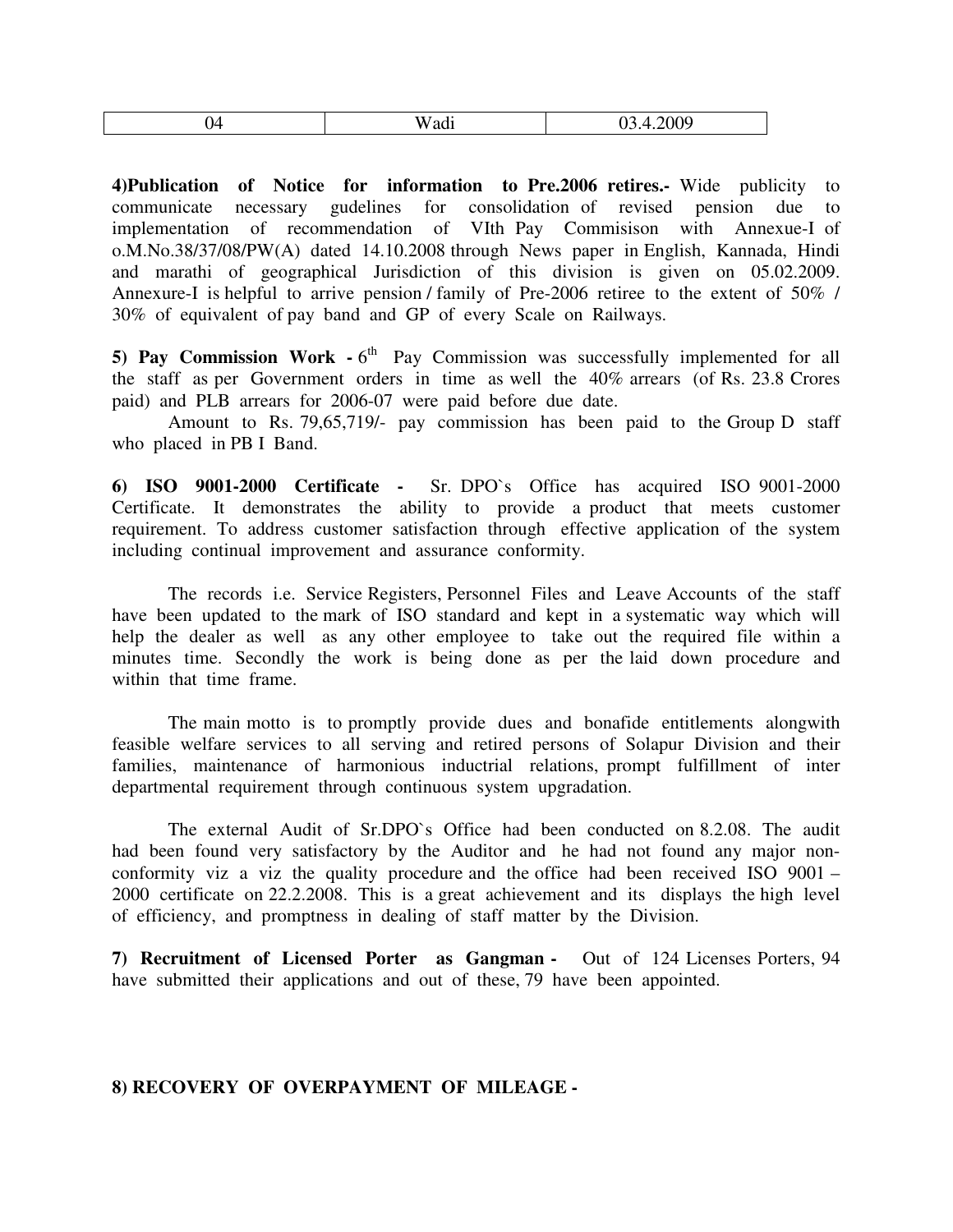| 04 | Wadi | 03.4.2009 |
|---|---|---|

**4)Publication of Notice for information to Pre.2006 retires.-** Wide publicity to communicate necessary gudelines for consolidation of revised pension due to implementation of recommendation of VIth Pay Commisison with Annexue-I of o.M.No.38/37/08/PW(A) dated 14.10.2008 through News paper in English, Kannada, Hindi and marathi of geographical Jurisdiction of this division is given on 05.02.2009. Annexure-I is helpful to arrive pension / family of Pre-2006 retiree to the extent of 50% / 30% of equivalent of pay band and GP of every Scale on Railways.

**5) Pay Commission Work -** 6th Pay Commission was successfully implemented for all the staff as per Government orders in time as well the 40% arrears (of Rs. 23.8 Crores paid) and PLB arrears for 2006-07 were paid before due date.

Amount to Rs. 79,65,719/- pay commission has been paid to the Group D staff who placed in PB I Band.

**6) ISO 9001-2000 Certificate -** Sr. DPO`s Office has acquired ISO 9001-2000 Certificate. It demonstrates the ability to provide a product that meets customer requirement. To address customer satisfaction through effective application of the system including continual improvement and assurance conformity.

The records i.e. Service Registers, Personnel Files and Leave Accounts of the staff have been updated to the mark of ISO standard and kept in a systematic way which will help the dealer as well as any other employee to take out the required file within a minutes time. Secondly the work is being done as per the laid down procedure and within that time frame.

The main motto is to promptly provide dues and bonafide entitlements alongwith feasible welfare services to all serving and retired persons of Solapur Division and their families, maintenance of harmonious inductrial relations, prompt fulfillment of inter departmental requirement through continuous system upgradation.

The external Audit of Sr.DPO`s Office had been conducted on 8.2.08. The audit had been found very satisfactory by the Auditor and he had not found any major non-conformity viz a viz the quality procedure and the office had been received ISO 9001 – 2000 certificate on 22.2.2008. This is a great achievement and its displays the high level of efficiency, and promptness in dealing of staff matter by the Division.

**7) Recruitment of Licensed Porter as Gangman -** Out of 124 Licenses Porters, 94 have submitted their applications and out of these, 79 have been appointed.

**8) RECOVERY OF OVERPAYMENT OF MILEAGE -**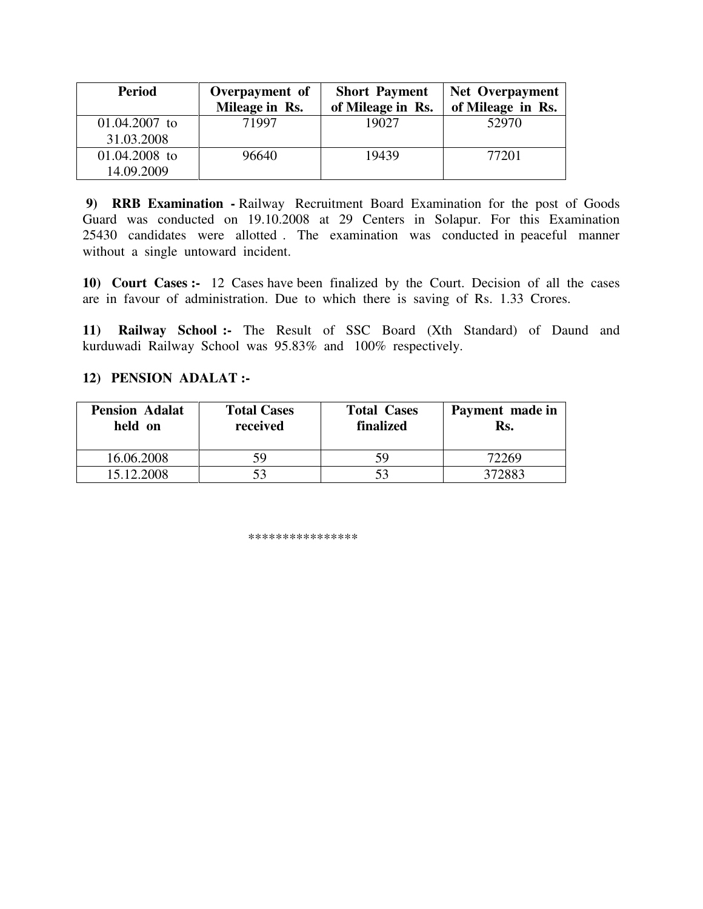| Period | Overpayment of Mileage in Rs. | Short Payment of Mileage in Rs. | Net Overpayment of Mileage in Rs. |
|---|---|---|---|
| 01.04.2007 to 31.03.2008 | 71997 | 19027 | 52970 |
| 01.04.2008 to 14.09.2009 | 96640 | 19439 | 77201 |

**9) RRB Examination -** Railway Recruitment Board Examination for the post of Goods Guard was conducted on 19.10.2008 at 29 Centers in Solapur. For this Examination 25430 candidates were allotted . The examination was conducted in peaceful manner without a single untoward incident.

**10) Court Cases :-** 12 Cases have been finalized by the Court. Decision of all the cases are in favour of administration. Due to which there is saving of Rs. 1.33 Crores.

**11) Railway School :-** The Result of SSC Board (Xth Standard) of Daund and kurduwadi Railway School was 95.83% and 100% respectively.

**12) PENSION ADALAT :-**

| Pension Adalat held on | Total Cases received | Total Cases finalized | Payment made in Rs. |
|---|---|---|---|
| 16.06.2008 | 59 | 59 | 72269 |
| 15.12.2008 | 53 | 53 | 372883 |

****************